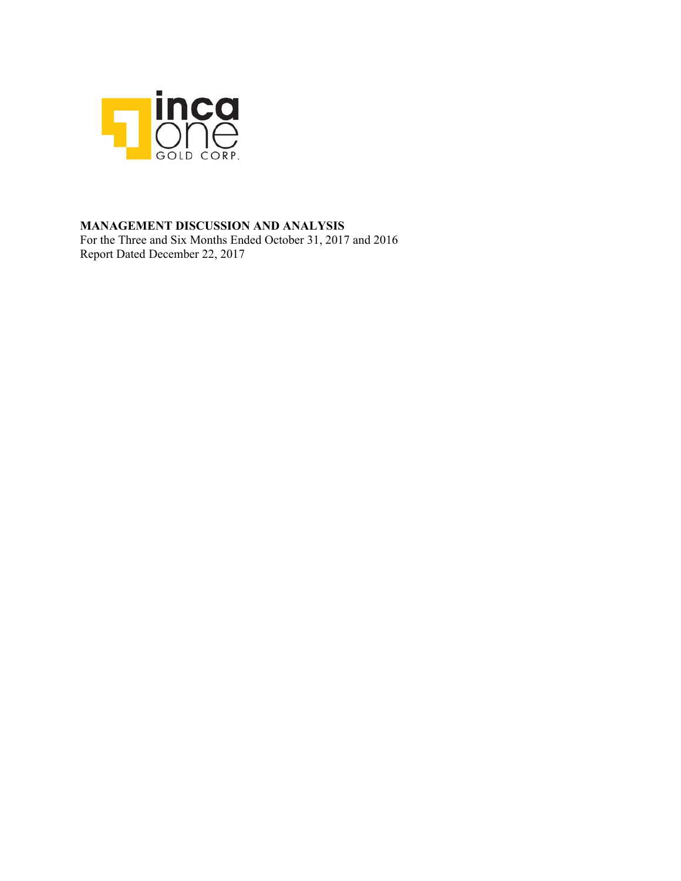inca one GOLD CORP.

**MANAGEMENT DISCUSSION AND ANALYSIS**

For the Three and Six Months Ended October 31, 2017 and 2016

Report Dated December 22, 2017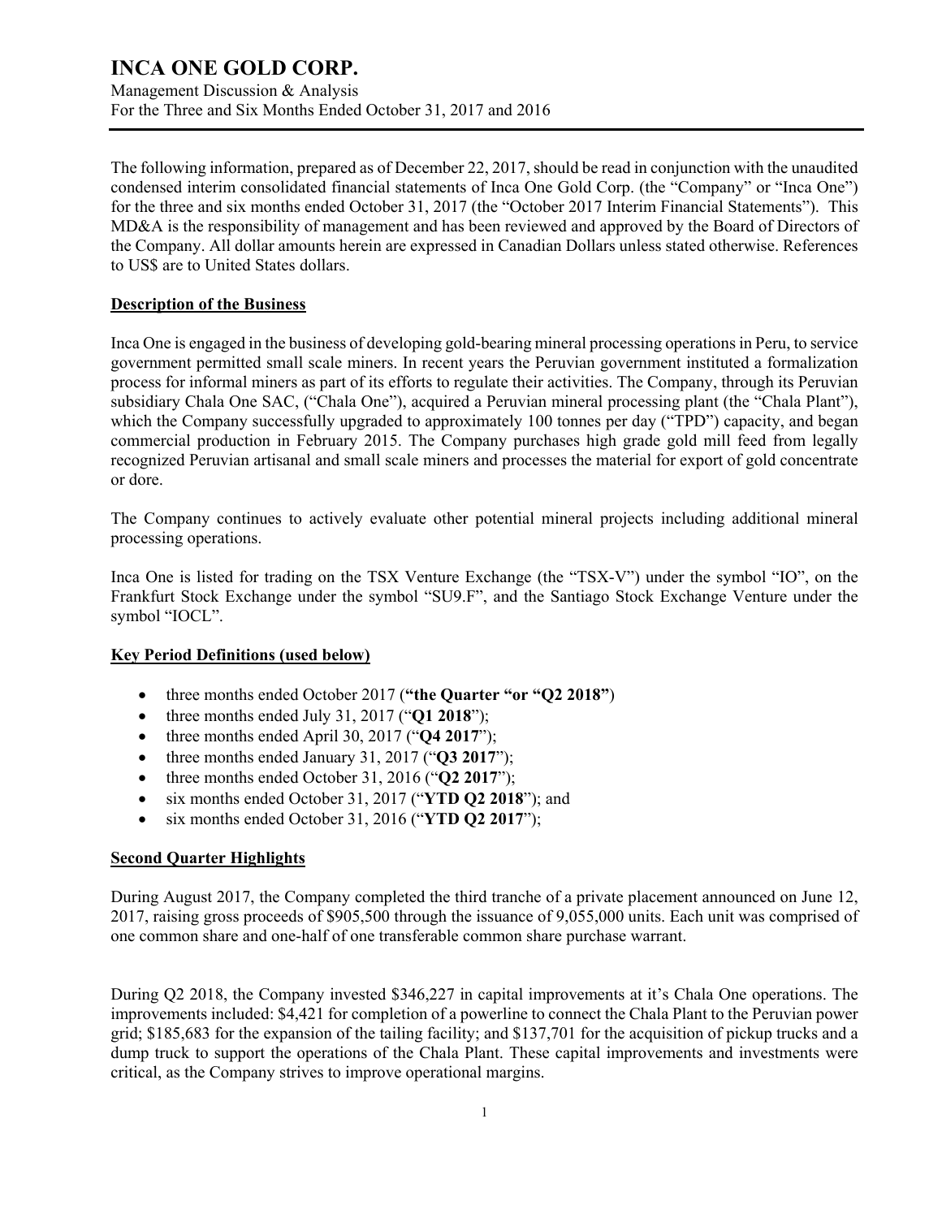# INCA ONE GOLD CORP.

Management Discussion & Analysis
For the Three and Six Months Ended October 31, 2017 and 2016

The following information, prepared as of December 22, 2017, should be read in conjunction with the unaudited condensed interim consolidated financial statements of Inca One Gold Corp. (the "Company" or "Inca One") for the three and six months ended October 31, 2017 (the "October 2017 Interim Financial Statements"). This MD&A is the responsibility of management and has been reviewed and approved by the Board of Directors of the Company. All dollar amounts herein are expressed in Canadian Dollars unless stated otherwise. References to US$ are to United States dollars.

## Description of the Business

Inca One is engaged in the business of developing gold-bearing mineral processing operations in Peru, to service government permitted small scale miners. In recent years the Peruvian government instituted a formalization process for informal miners as part of its efforts to regulate their activities. The Company, through its Peruvian subsidiary Chala One SAC, ("Chala One"), acquired a Peruvian mineral processing plant (the "Chala Plant"), which the Company successfully upgraded to approximately 100 tonnes per day ("TPD") capacity, and began commercial production in February 2015. The Company purchases high grade gold mill feed from legally recognized Peruvian artisanal and small scale miners and processes the material for export of gold concentrate or dore.

The Company continues to actively evaluate other potential mineral projects including additional mineral processing operations.

Inca One is listed for trading on the TSX Venture Exchange (the "TSX-V") under the symbol "IO", on the Frankfurt Stock Exchange under the symbol "SU9.F", and the Santiago Stock Exchange Venture under the symbol "IOCL".

## Key Period Definitions (used below)

- three months ended October 2017 (**"the Quarter "or "Q2 2018"**)
- three months ended July 31, 2017 ("**Q1 2018**");
- three months ended April 30, 2017 ("**Q4 2017**");
- three months ended January 31, 2017 ("**Q3 2017**");
- three months ended October 31, 2016 ("**Q2 2017**");
- six months ended October 31, 2017 ("**YTD Q2 2018**"); and
- six months ended October 31, 2016 ("**YTD Q2 2017**");

## Second Quarter Highlights

During August 2017, the Company completed the third tranche of a private placement announced on June 12, 2017, raising gross proceeds of $905,500 through the issuance of 9,055,000 units. Each unit was comprised of one common share and one-half of one transferable common share purchase warrant.

During Q2 2018, the Company invested $346,227 in capital improvements at it's Chala One operations. The improvements included: $4,421 for completion of a powerline to connect the Chala Plant to the Peruvian power grid; $185,683 for the expansion of the tailing facility; and $137,701 for the acquisition of pickup trucks and a dump truck to support the operations of the Chala Plant. These capital improvements and investments were critical, as the Company strives to improve operational margins.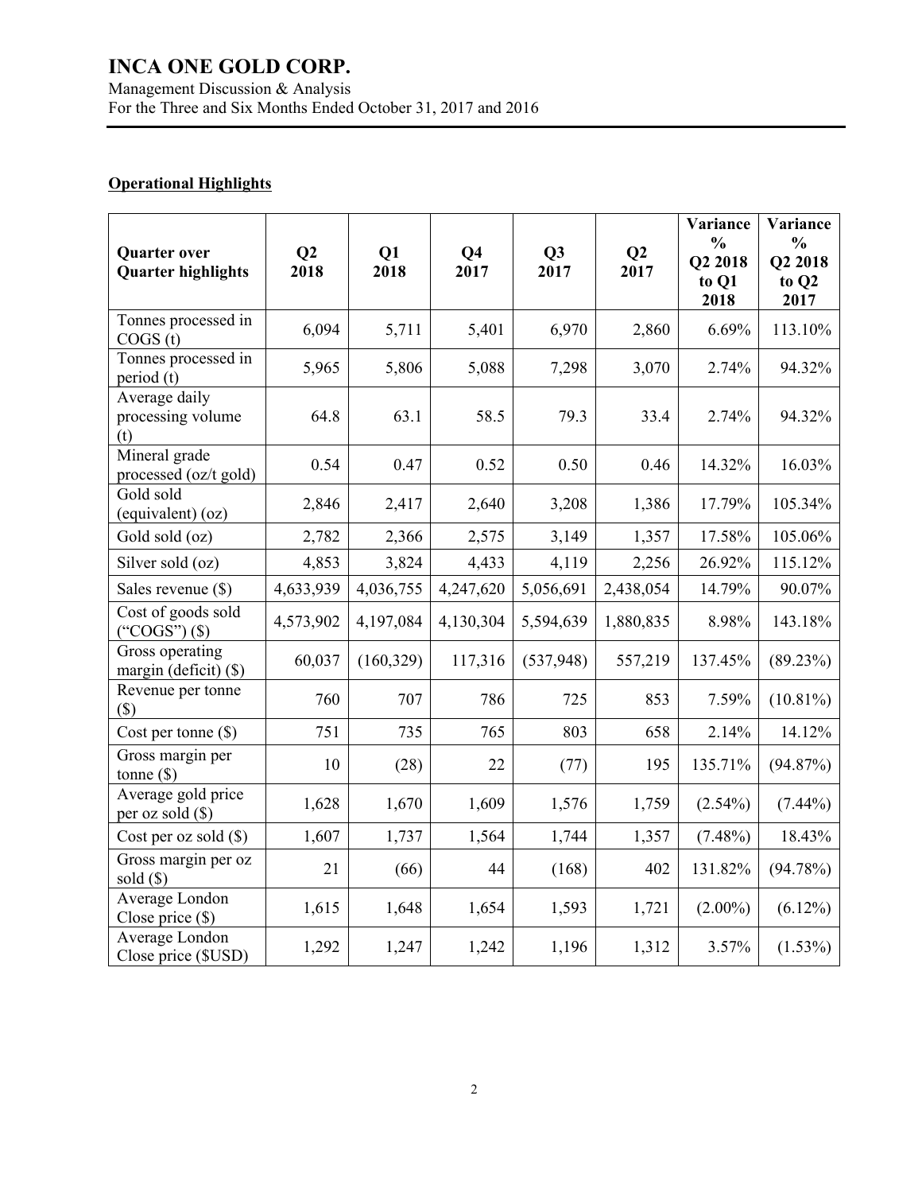## Operational Highlights

| Quarter over Quarter highlights | Q2 2018 | Q1 2018 | Q4 2017 | Q3 2017 | Q2 2017 | Variance % Q2 2018 to Q1 2018 | Variance % Q2 2018 to Q2 2017 |
|---|---|---|---|---|---|---|---|
| Tonnes processed in COGS (t) | 6,094 | 5,711 | 5,401 | 6,970 | 2,860 | 6.69% | 113.10% |
| Tonnes processed in period (t) | 5,965 | 5,806 | 5,088 | 7,298 | 3,070 | 2.74% | 94.32% |
| Average daily processing volume (t) | 64.8 | 63.1 | 58.5 | 79.3 | 33.4 | 2.74% | 94.32% |
| Mineral grade processed (oz/t gold) | 0.54 | 0.47 | 0.52 | 0.50 | 0.46 | 14.32% | 16.03% |
| Gold sold (equivalent) (oz) | 2,846 | 2,417 | 2,640 | 3,208 | 1,386 | 17.79% | 105.34% |
| Gold sold (oz) | 2,782 | 2,366 | 2,575 | 3,149 | 1,357 | 17.58% | 105.06% |
| Silver sold (oz) | 4,853 | 3,824 | 4,433 | 4,119 | 2,256 | 26.92% | 115.12% |
| Sales revenue ($) | 4,633,939 | 4,036,755 | 4,247,620 | 5,056,691 | 2,438,054 | 14.79% | 90.07% |
| Cost of goods sold ("COGS") ($) | 4,573,902 | 4,197,084 | 4,130,304 | 5,594,639 | 1,880,835 | 8.98% | 143.18% |
| Gross operating margin (deficit) ($) | 60,037 | (160,329) | 117,316 | (537,948) | 557,219 | 137.45% | (89.23%) |
| Revenue per tonne ($) | 760 | 707 | 786 | 725 | 853 | 7.59% | (10.81%) |
| Cost per tonne ($) | 751 | 735 | 765 | 803 | 658 | 2.14% | 14.12% |
| Gross margin per tonne ($) | 10 | (28) | 22 | (77) | 195 | 135.71% | (94.87%) |
| Average gold price per oz sold ($) | 1,628 | 1,670 | 1,609 | 1,576 | 1,759 | (2.54%) | (7.44%) |
| Cost per oz sold ($) | 1,607 | 1,737 | 1,564 | 1,744 | 1,357 | (7.48%) | 18.43% |
| Gross margin per oz sold ($) | 21 | (66) | 44 | (168) | 402 | 131.82% | (94.78%) |
| Average London Close price ($) | 1,615 | 1,648 | 1,654 | 1,593 | 1,721 | (2.00%) | (6.12%) |
| Average London Close price ($USD) | 1,292 | 1,247 | 1,242 | 1,196 | 1,312 | 3.57% | (1.53%) |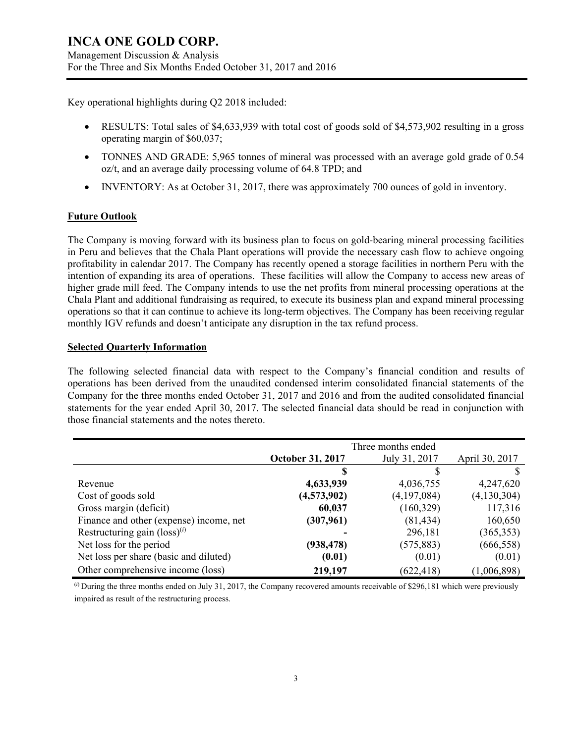Key operational highlights during Q2 2018 included:

- RESULTS: Total sales of $4,633,939 with total cost of goods sold of $4,573,902 resulting in a gross operating margin of $60,037;
- TONNES AND GRADE: 5,965 tonnes of mineral was processed with an average gold grade of 0.54 oz/t, and an average daily processing volume of 64.8 TPD; and
- INVENTORY: As at October 31, 2017, there was approximately 700 ounces of gold in inventory.

## Future Outlook

The Company is moving forward with its business plan to focus on gold-bearing mineral processing facilities in Peru and believes that the Chala Plant operations will provide the necessary cash flow to achieve ongoing profitability in calendar 2017. The Company has recently opened a storage facilities in northern Peru with the intention of expanding its area of operations. These facilities will allow the Company to access new areas of higher grade mill feed. The Company intends to use the net profits from mineral processing operations at the Chala Plant and additional fundraising as required, to execute its business plan and expand mineral processing operations so that it can continue to achieve its long-term objectives. The Company has been receiving regular monthly IGV refunds and doesn't anticipate any disruption in the tax refund process.

## Selected Quarterly Information

The following selected financial data with respect to the Company's financial condition and results of operations has been derived from the unaudited condensed interim consolidated financial statements of the Company for the three months ended October 31, 2017 and 2016 and from the audited consolidated financial statements for the year ended April 30, 2017. The selected financial data should be read in conjunction with those financial statements and the notes thereto.

| | Three months ended | | |
|---|---|---|---|
| | **October 31, 2017** | July 31, 2017 | April 30, 2017 |
| | **$** | $ | $ |
| Revenue | **4,633,939** | 4,036,755 | 4,247,620 |
| Cost of goods sold | **(4,573,902)** | (4,197,084) | (4,130,304) |
| Gross margin (deficit) | **60,037** | (160,329) | 117,316 |
| Finance and other (expense) income, net | **(307,961)** | (81,434) | 160,650 |
| Restructuring gain (loss)[(i)] | **-** | 296,181 | (365,353) |
| Net loss for the period | **(938,478)** | (575,883) | (666,558) |
| Net loss per share (basic and diluted) | **(0.01)** | (0.01) | (0.01) |
| Other comprehensive income (loss) | **219,197** | (622,418) | (1,006,898) |

[(i)] During the three months ended on July 31, 2017, the Company recovered amounts receivable of $296,181 which were previously impaired as result of the restructuring process.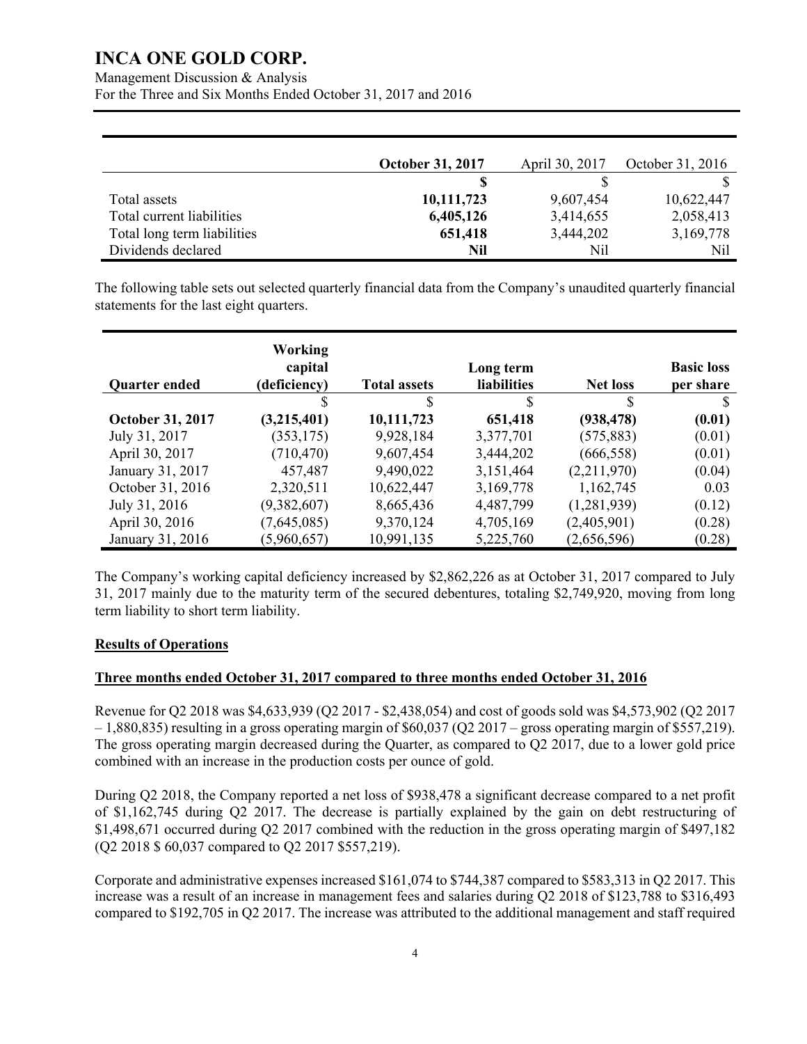| | **October 31, 2017** | April 30, 2017 | October 31, 2016 |
|---|---|---|---|
| | **$** | $ | $ |
| Total assets | **10,111,723** | 9,607,454 | 10,622,447 |
| Total current liabilities | **6,405,126** | 3,414,655 | 2,058,413 |
| Total long term liabilities | **651,418** | 3,444,202 | 3,169,778 |
| Dividends declared | **Nil** | Nil | Nil |

The following table sets out selected quarterly financial data from the Company's unaudited quarterly financial statements for the last eight quarters.

| **Quarter ended** | **Working capital (deficiency)** | **Total assets** | **Long term liabilities** | **Net loss** | **Basic loss per share** |
|---|---|---|---|---|---|
| | $ | $ | $ | $ | $ |
| **October 31, 2017** | **(3,215,401)** | **10,111,723** | **651,418** | **(938,478)** | **(0.01)** |
| July 31, 2017 | (353,175) | 9,928,184 | 3,377,701 | (575,883) | (0.01) |
| April 30, 2017 | (710,470) | 9,607,454 | 3,444,202 | (666,558) | (0.01) |
| January 31, 2017 | 457,487 | 9,490,022 | 3,151,464 | (2,211,970) | (0.04) |
| October 31, 2016 | 2,320,511 | 10,622,447 | 3,169,778 | 1,162,745 | 0.03 |
| July 31, 2016 | (9,382,607) | 8,665,436 | 4,487,799 | (1,281,939) | (0.12) |
| April 30, 2016 | (7,645,085) | 9,370,124 | 4,705,169 | (2,405,901) | (0.28) |
| January 31, 2016 | (5,960,657) | 10,991,135 | 5,225,760 | (2,656,596) | (0.28) |

The Company's working capital deficiency increased by $2,862,226 as at October 31, 2017 compared to July 31, 2017 mainly due to the maturity term of the secured debentures, totaling $2,749,920, moving from long term liability to short term liability.

## Results of Operations

### Three months ended October 31, 2017 compared to three months ended October 31, 2016

Revenue for Q2 2018 was $4,633,939 (Q2 2017 - $2,438,054) and cost of goods sold was $4,573,902 (Q2 2017 – 1,880,835) resulting in a gross operating margin of $60,037 (Q2 2017 – gross operating margin of $557,219). The gross operating margin decreased during the Quarter, as compared to Q2 2017, due to a lower gold price combined with an increase in the production costs per ounce of gold.

During Q2 2018, the Company reported a net loss of $938,478 a significant decrease compared to a net profit of $1,162,745 during Q2 2017. The decrease is partially explained by the gain on debt restructuring of $1,498,671 occurred during Q2 2017 combined with the reduction in the gross operating margin of $497,182 (Q2 2018 $ 60,037 compared to Q2 2017 $557,219).

Corporate and administrative expenses increased $161,074 to $744,387 compared to $583,313 in Q2 2017. This increase was a result of an increase in management fees and salaries during Q2 2018 of $123,788 to $316,493 compared to $192,705 in Q2 2017. The increase was attributed to the additional management and staff required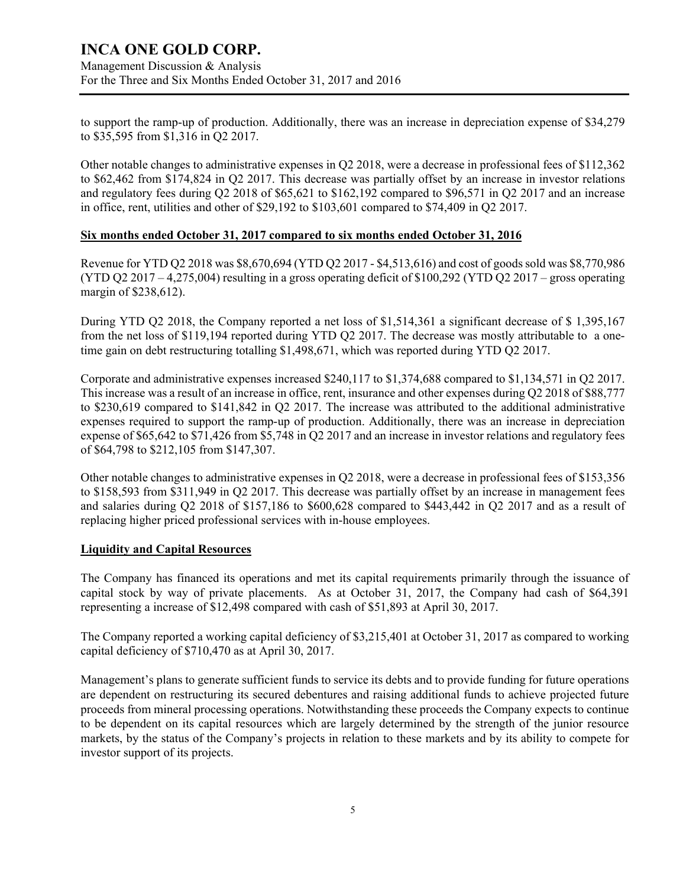to support the ramp-up of production. Additionally, there was an increase in depreciation expense of $34,279 to $35,595 from $1,316 in Q2 2017.

Other notable changes to administrative expenses in Q2 2018, were a decrease in professional fees of $112,362 to $62,462 from $174,824 in Q2 2017. This decrease was partially offset by an increase in investor relations and regulatory fees during Q2 2018 of $65,621 to $162,192 compared to $96,571 in Q2 2017 and an increase in office, rent, utilities and other of $29,192 to $103,601 compared to $74,409 in Q2 2017.

**Six months ended October 31, 2017 compared to six months ended October 31, 2016**

Revenue for YTD Q2 2018 was $8,670,694 (YTD Q2 2017 - $4,513,616) and cost of goods sold was $8,770,986 (YTD Q2 2017 – 4,275,004) resulting in a gross operating deficit of $100,292 (YTD Q2 2017 – gross operating margin of $238,612).

During YTD Q2 2018, the Company reported a net loss of $1,514,361 a significant decrease of $ 1,395,167 from the net loss of $119,194 reported during YTD Q2 2017. The decrease was mostly attributable to a one-time gain on debt restructuring totalling $1,498,671, which was reported during YTD Q2 2017.

Corporate and administrative expenses increased $240,117 to $1,374,688 compared to $1,134,571 in Q2 2017. This increase was a result of an increase in office, rent, insurance and other expenses during Q2 2018 of $88,777 to $230,619 compared to $141,842 in Q2 2017. The increase was attributed to the additional administrative expenses required to support the ramp-up of production. Additionally, there was an increase in depreciation expense of $65,642 to $71,426 from $5,748 in Q2 2017 and an increase in investor relations and regulatory fees of $64,798 to $212,105 from $147,307.

Other notable changes to administrative expenses in Q2 2018, were a decrease in professional fees of $153,356 to $158,593 from $311,949 in Q2 2017. This decrease was partially offset by an increase in management fees and salaries during Q2 2018 of $157,186 to $600,628 compared to $443,442 in Q2 2017 and as a result of replacing higher priced professional services with in-house employees.

**Liquidity and Capital Resources**

The Company has financed its operations and met its capital requirements primarily through the issuance of capital stock by way of private placements. As at October 31, 2017, the Company had cash of $64,391 representing a increase of $12,498 compared with cash of $51,893 at April 30, 2017.

The Company reported a working capital deficiency of $3,215,401 at October 31, 2017 as compared to working capital deficiency of $710,470 as at April 30, 2017.

Management's plans to generate sufficient funds to service its debts and to provide funding for future operations are dependent on restructuring its secured debentures and raising additional funds to achieve projected future proceeds from mineral processing operations. Notwithstanding these proceeds the Company expects to continue to be dependent on its capital resources which are largely determined by the strength of the junior resource markets, by the status of the Company's projects in relation to these markets and by its ability to compete for investor support of its projects.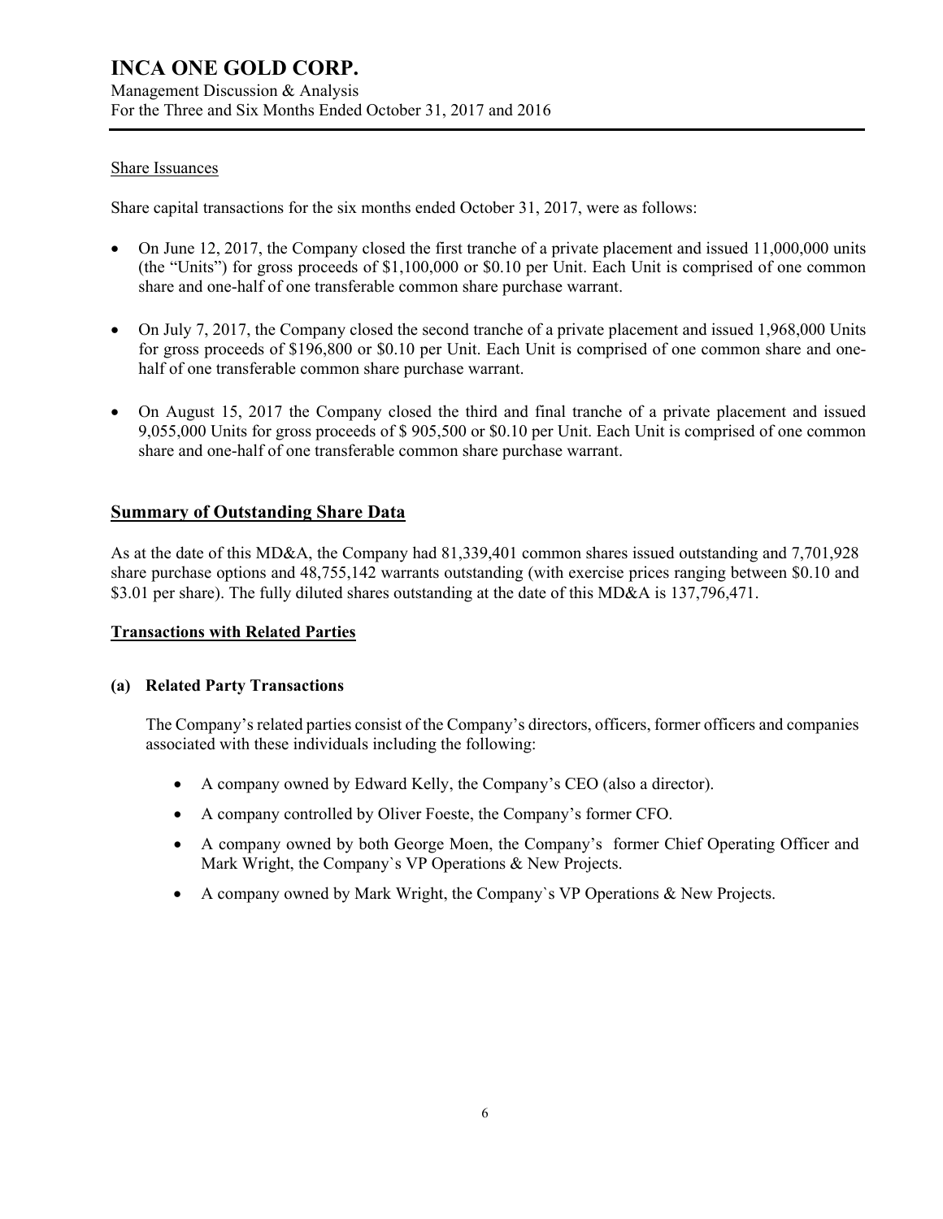Share Issuances

Share capital transactions for the six months ended October 31, 2017, were as follows:

- On June 12, 2017, the Company closed the first tranche of a private placement and issued 11,000,000 units (the "Units") for gross proceeds of $1,100,000 or $0.10 per Unit. Each Unit is comprised of one common share and one-half of one transferable common share purchase warrant.
- On July 7, 2017, the Company closed the second tranche of a private placement and issued 1,968,000 Units for gross proceeds of $196,800 or $0.10 per Unit. Each Unit is comprised of one common share and one-half of one transferable common share purchase warrant.
- On August 15, 2017 the Company closed the third and final tranche of a private placement and issued 9,055,000 Units for gross proceeds of $ 905,500 or $0.10 per Unit. Each Unit is comprised of one common share and one-half of one transferable common share purchase warrant.

## Summary of Outstanding Share Data

As at the date of this MD&A, the Company had 81,339,401 common shares issued outstanding and 7,701,928 share purchase options and 48,755,142 warrants outstanding (with exercise prices ranging between $0.10 and $3.01 per share). The fully diluted shares outstanding at the date of this MD&A is 137,796,471.

## Transactions with Related Parties

### (a) Related Party Transactions

The Company's related parties consist of the Company's directors, officers, former officers and companies associated with these individuals including the following:

- A company owned by Edward Kelly, the Company's CEO (also a director).
- A company controlled by Oliver Foeste, the Company's former CFO.
- A company owned by both George Moen, the Company's former Chief Operating Officer and Mark Wright, the Company`s VP Operations & New Projects.
- A company owned by Mark Wright, the Company`s VP Operations & New Projects.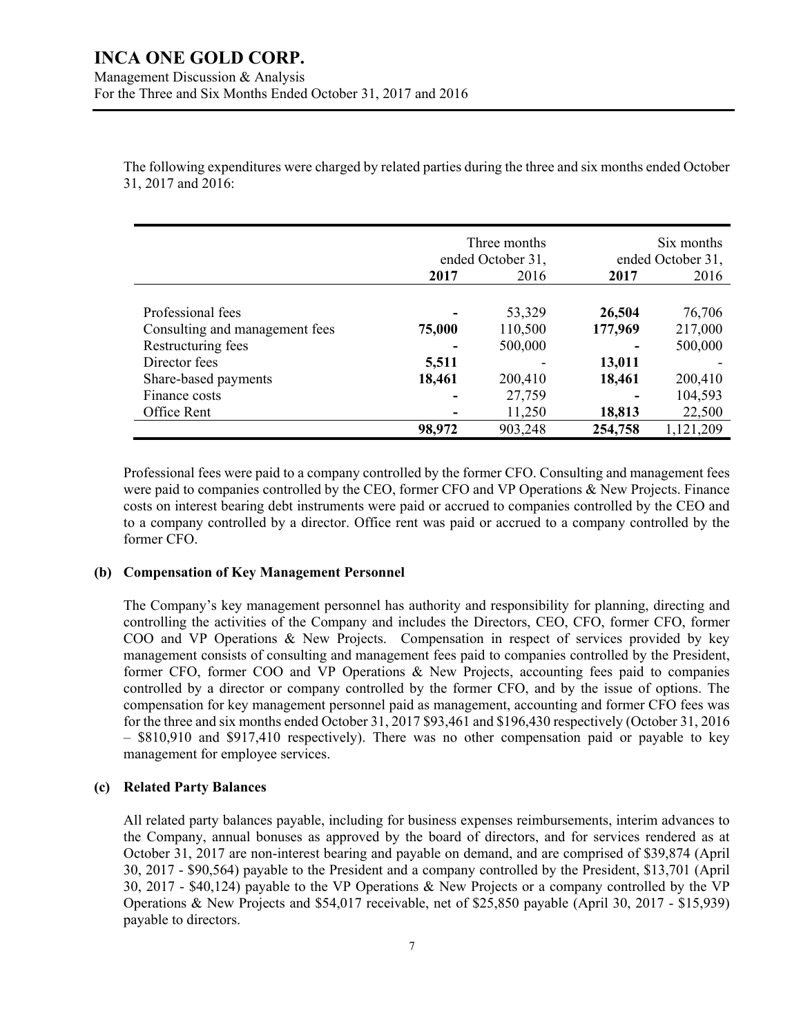The following expenditures were charged by related parties during the three and six months ended October 31, 2017 and 2016:

| | Three months ended October 31, | | Six months ended October 31, | |
|---|---|---|---|---|
| | **2017** | 2016 | **2017** | 2016 |
| Professional fees | **-** | 53,329 | **26,504** | 76,706 |
| Consulting and management fees | **75,000** | 110,500 | **177,969** | 217,000 |
| Restructuring fees | **-** | 500,000 | **-** | 500,000 |
| Director fees | **5,511** | - | **13,011** | - |
| Share-based payments | **18,461** | 200,410 | **18,461** | 200,410 |
| Finance costs | **-** | 27,759 | **-** | 104,593 |
| Office Rent | **-** | 11,250 | **18,813** | 22,500 |
| | **98,972** | 903,248 | **254,758** | 1,121,209 |

Professional fees were paid to a company controlled by the former CFO. Consulting and management fees were paid to companies controlled by the CEO, former CFO and VP Operations & New Projects. Finance costs on interest bearing debt instruments were paid or accrued to companies controlled by the CEO and to a company controlled by a director. Office rent was paid or accrued to a company controlled by the former CFO.

### (b) Compensation of Key Management Personnel

The Company's key management personnel has authority and responsibility for planning, directing and controlling the activities of the Company and includes the Directors, CEO, CFO, former CFO, former COO and VP Operations & New Projects. Compensation in respect of services provided by key management consists of consulting and management fees paid to companies controlled by the President, former CFO, former COO and VP Operations & New Projects, accounting fees paid to companies controlled by a director or company controlled by the former CFO, and by the issue of options. The compensation for key management personnel paid as management, accounting and former CFO fees was for the three and six months ended October 31, 2017 $93,461 and $196,430 respectively (October 31, 2016 – $810,910 and $917,410 respectively). There was no other compensation paid or payable to key management for employee services.

### (c) Related Party Balances

All related party balances payable, including for business expenses reimbursements, interim advances to the Company, annual bonuses as approved by the board of directors, and for services rendered as at October 31, 2017 are non-interest bearing and payable on demand, and are comprised of $39,874 (April 30, 2017 - $90,564) payable to the President and a company controlled by the President, $13,701 (April 30, 2017 - $40,124) payable to the VP Operations & New Projects or a company controlled by the VP Operations & New Projects and $54,017 receivable, net of $25,850 payable (April 30, 2017 - $15,939) payable to directors.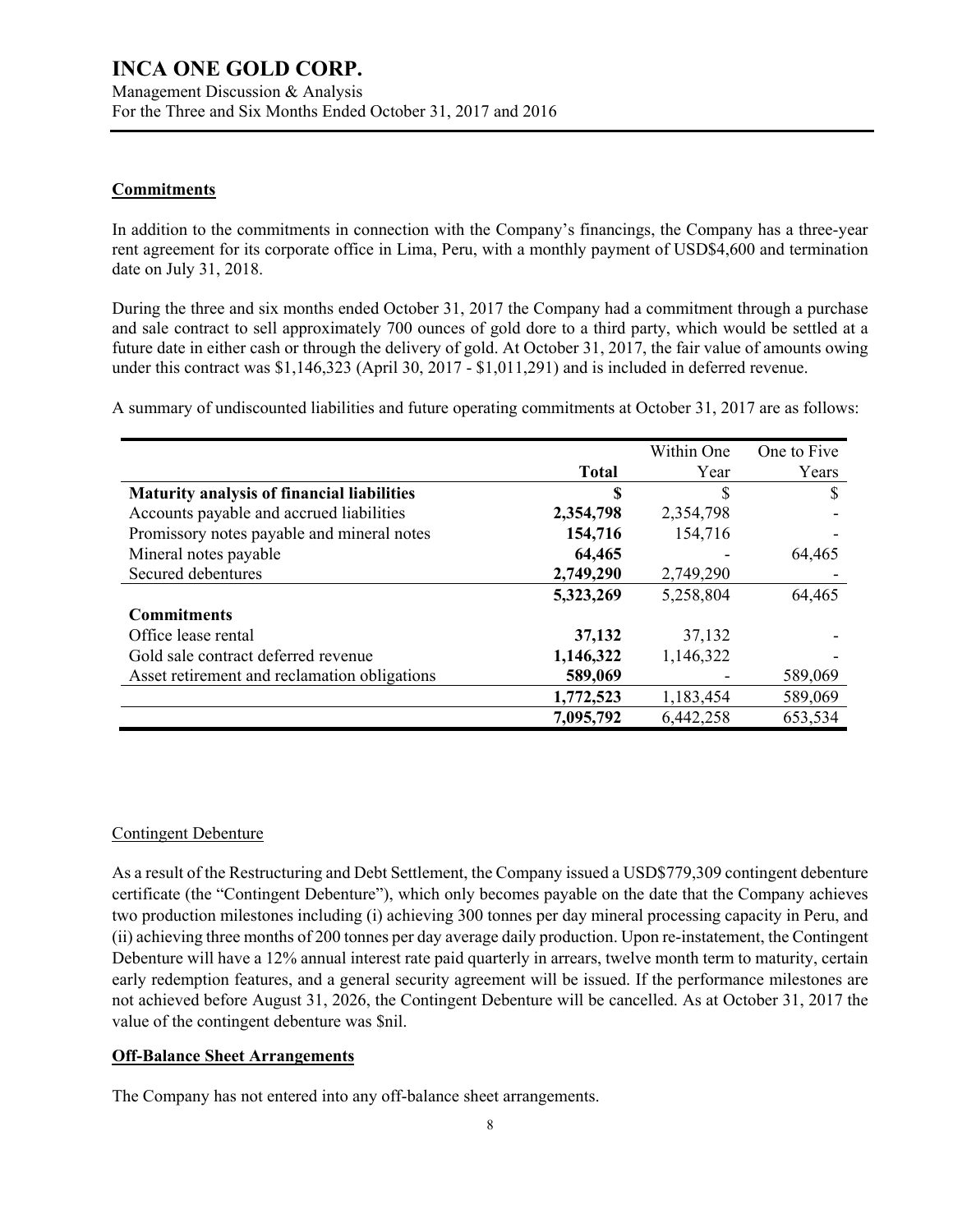## Commitments

In addition to the commitments in connection with the Company's financings, the Company has a three-year rent agreement for its corporate office in Lima, Peru, with a monthly payment of USD$4,600 and termination date on July 31, 2018.

During the three and six months ended October 31, 2017 the Company had a commitment through a purchase and sale contract to sell approximately 700 ounces of gold dore to a third party, which would be settled at a future date in either cash or through the delivery of gold. At October 31, 2017, the fair value of amounts owing under this contract was $1,146,323 (April 30, 2017 - $1,011,291) and is included in deferred revenue.

A summary of undiscounted liabilities and future operating commitments at October 31, 2017 are as follows:

| | Total | Within One Year | One to Five Years |
|---|---|---|---|
| **Maturity analysis of financial liabilities** | **$** | $ | $ |
| Accounts payable and accrued liabilities | **2,354,798** | 2,354,798 | - |
| Promissory notes payable and mineral notes | **154,716** | 154,716 | - |
| Mineral notes payable | **64,465** | - | 64,465 |
| Secured debentures | **2,749,290** | 2,749,290 | - |
| | **5,323,269** | 5,258,804 | 64,465 |
| **Commitments** | | | |
| Office lease rental | **37,132** | 37,132 | - |
| Gold sale contract deferred revenue | **1,146,322** | 1,146,322 | - |
| Asset retirement and reclamation obligations | **589,069** | - | 589,069 |
| | **1,772,523** | 1,183,454 | 589,069 |
| | **7,095,792** | 6,442,258 | 653,534 |

### Contingent Debenture

As a result of the Restructuring and Debt Settlement, the Company issued a USD$779,309 contingent debenture certificate (the "Contingent Debenture"), which only becomes payable on the date that the Company achieves two production milestones including (i) achieving 300 tonnes per day mineral processing capacity in Peru, and (ii) achieving three months of 200 tonnes per day average daily production. Upon re-instatement, the Contingent Debenture will have a 12% annual interest rate paid quarterly in arrears, twelve month term to maturity, certain early redemption features, and a general security agreement will be issued. If the performance milestones are not achieved before August 31, 2026, the Contingent Debenture will be cancelled. As at October 31, 2017 the value of the contingent debenture was $nil.

## Off-Balance Sheet Arrangements

The Company has not entered into any off-balance sheet arrangements.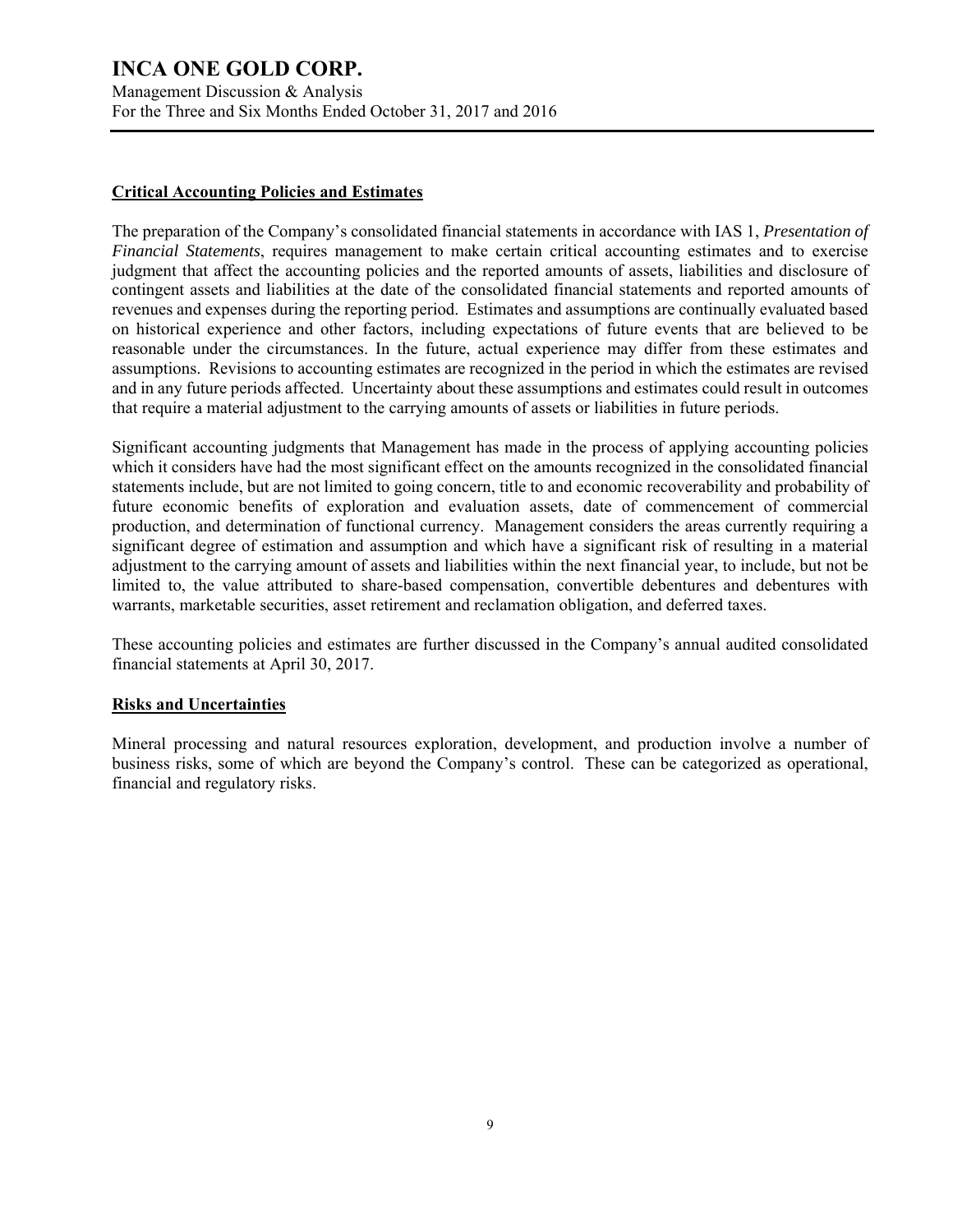## Critical Accounting Policies and Estimates

The preparation of the Company's consolidated financial statements in accordance with IAS 1, *Presentation of Financial Statements*, requires management to make certain critical accounting estimates and to exercise judgment that affect the accounting policies and the reported amounts of assets, liabilities and disclosure of contingent assets and liabilities at the date of the consolidated financial statements and reported amounts of revenues and expenses during the reporting period. Estimates and assumptions are continually evaluated based on historical experience and other factors, including expectations of future events that are believed to be reasonable under the circumstances. In the future, actual experience may differ from these estimates and assumptions. Revisions to accounting estimates are recognized in the period in which the estimates are revised and in any future periods affected. Uncertainty about these assumptions and estimates could result in outcomes that require a material adjustment to the carrying amounts of assets or liabilities in future periods.

Significant accounting judgments that Management has made in the process of applying accounting policies which it considers have had the most significant effect on the amounts recognized in the consolidated financial statements include, but are not limited to going concern, title to and economic recoverability and probability of future economic benefits of exploration and evaluation assets, date of commencement of commercial production, and determination of functional currency. Management considers the areas currently requiring a significant degree of estimation and assumption and which have a significant risk of resulting in a material adjustment to the carrying amount of assets and liabilities within the next financial year, to include, but not be limited to, the value attributed to share-based compensation, convertible debentures and debentures with warrants, marketable securities, asset retirement and reclamation obligation, and deferred taxes.

These accounting policies and estimates are further discussed in the Company's annual audited consolidated financial statements at April 30, 2017.

## Risks and Uncertainties

Mineral processing and natural resources exploration, development, and production involve a number of business risks, some of which are beyond the Company's control. These can be categorized as operational, financial and regulatory risks.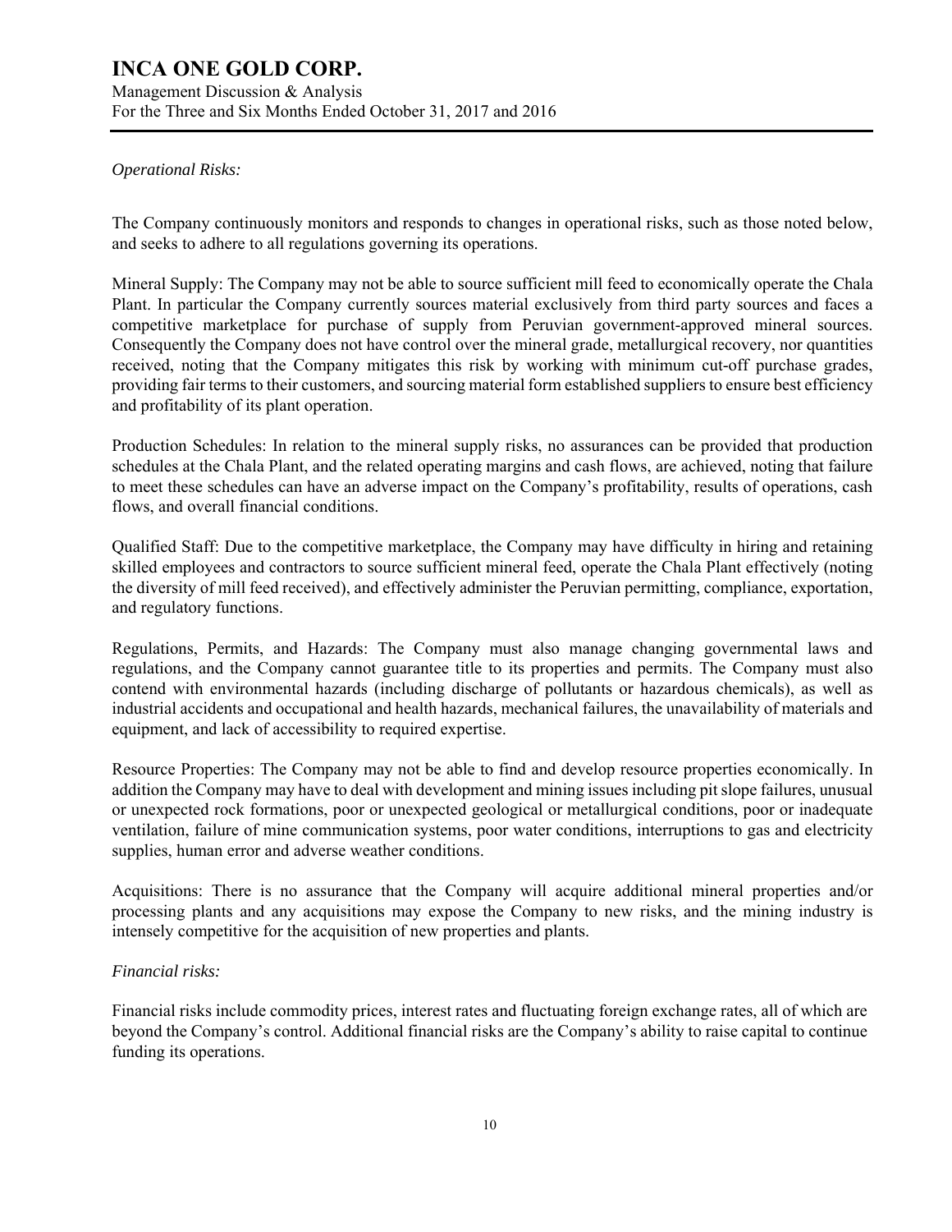*Operational Risks:*

The Company continuously monitors and responds to changes in operational risks, such as those noted below, and seeks to adhere to all regulations governing its operations.

Mineral Supply: The Company may not be able to source sufficient mill feed to economically operate the Chala Plant. In particular the Company currently sources material exclusively from third party sources and faces a competitive marketplace for purchase of supply from Peruvian government-approved mineral sources. Consequently the Company does not have control over the mineral grade, metallurgical recovery, nor quantities received, noting that the Company mitigates this risk by working with minimum cut-off purchase grades, providing fair terms to their customers, and sourcing material form established suppliers to ensure best efficiency and profitability of its plant operation.

Production Schedules: In relation to the mineral supply risks, no assurances can be provided that production schedules at the Chala Plant, and the related operating margins and cash flows, are achieved, noting that failure to meet these schedules can have an adverse impact on the Company's profitability, results of operations, cash flows, and overall financial conditions.

Qualified Staff: Due to the competitive marketplace, the Company may have difficulty in hiring and retaining skilled employees and contractors to source sufficient mineral feed, operate the Chala Plant effectively (noting the diversity of mill feed received), and effectively administer the Peruvian permitting, compliance, exportation, and regulatory functions.

Regulations, Permits, and Hazards: The Company must also manage changing governmental laws and regulations, and the Company cannot guarantee title to its properties and permits. The Company must also contend with environmental hazards (including discharge of pollutants or hazardous chemicals), as well as industrial accidents and occupational and health hazards, mechanical failures, the unavailability of materials and equipment, and lack of accessibility to required expertise.

Resource Properties: The Company may not be able to find and develop resource properties economically. In addition the Company may have to deal with development and mining issues including pit slope failures, unusual or unexpected rock formations, poor or unexpected geological or metallurgical conditions, poor or inadequate ventilation, failure of mine communication systems, poor water conditions, interruptions to gas and electricity supplies, human error and adverse weather conditions.

Acquisitions: There is no assurance that the Company will acquire additional mineral properties and/or processing plants and any acquisitions may expose the Company to new risks, and the mining industry is intensely competitive for the acquisition of new properties and plants.

*Financial risks:*

Financial risks include commodity prices, interest rates and fluctuating foreign exchange rates, all of which are beyond the Company's control. Additional financial risks are the Company's ability to raise capital to continue funding its operations.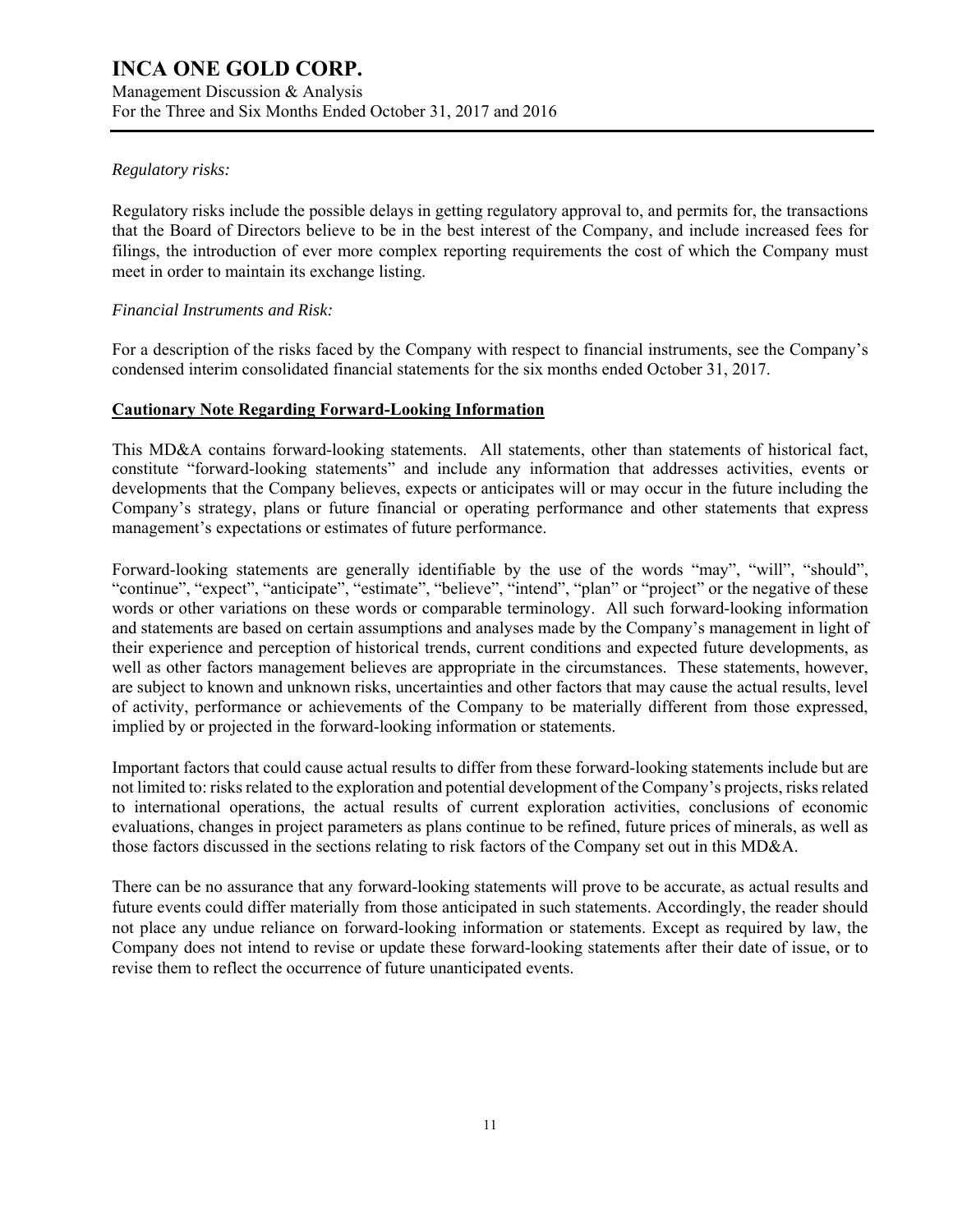*Regulatory risks:*

Regulatory risks include the possible delays in getting regulatory approval to, and permits for, the transactions that the Board of Directors believe to be in the best interest of the Company, and include increased fees for filings, the introduction of ever more complex reporting requirements the cost of which the Company must meet in order to maintain its exchange listing.

*Financial Instruments and Risk:*

For a description of the risks faced by the Company with respect to financial instruments, see the Company's condensed interim consolidated financial statements for the six months ended October 31, 2017.

## Cautionary Note Regarding Forward-Looking Information

This MD&A contains forward-looking statements. All statements, other than statements of historical fact, constitute "forward-looking statements" and include any information that addresses activities, events or developments that the Company believes, expects or anticipates will or may occur in the future including the Company's strategy, plans or future financial or operating performance and other statements that express management's expectations or estimates of future performance.

Forward-looking statements are generally identifiable by the use of the words "may", "will", "should", "continue", "expect", "anticipate", "estimate", "believe", "intend", "plan" or "project" or the negative of these words or other variations on these words or comparable terminology. All such forward-looking information and statements are based on certain assumptions and analyses made by the Company's management in light of their experience and perception of historical trends, current conditions and expected future developments, as well as other factors management believes are appropriate in the circumstances. These statements, however, are subject to known and unknown risks, uncertainties and other factors that may cause the actual results, level of activity, performance or achievements of the Company to be materially different from those expressed, implied by or projected in the forward-looking information or statements.

Important factors that could cause actual results to differ from these forward-looking statements include but are not limited to: risks related to the exploration and potential development of the Company's projects, risks related to international operations, the actual results of current exploration activities, conclusions of economic evaluations, changes in project parameters as plans continue to be refined, future prices of minerals, as well as those factors discussed in the sections relating to risk factors of the Company set out in this MD&A.

There can be no assurance that any forward-looking statements will prove to be accurate, as actual results and future events could differ materially from those anticipated in such statements. Accordingly, the reader should not place any undue reliance on forward-looking information or statements. Except as required by law, the Company does not intend to revise or update these forward-looking statements after their date of issue, or to revise them to reflect the occurrence of future unanticipated events.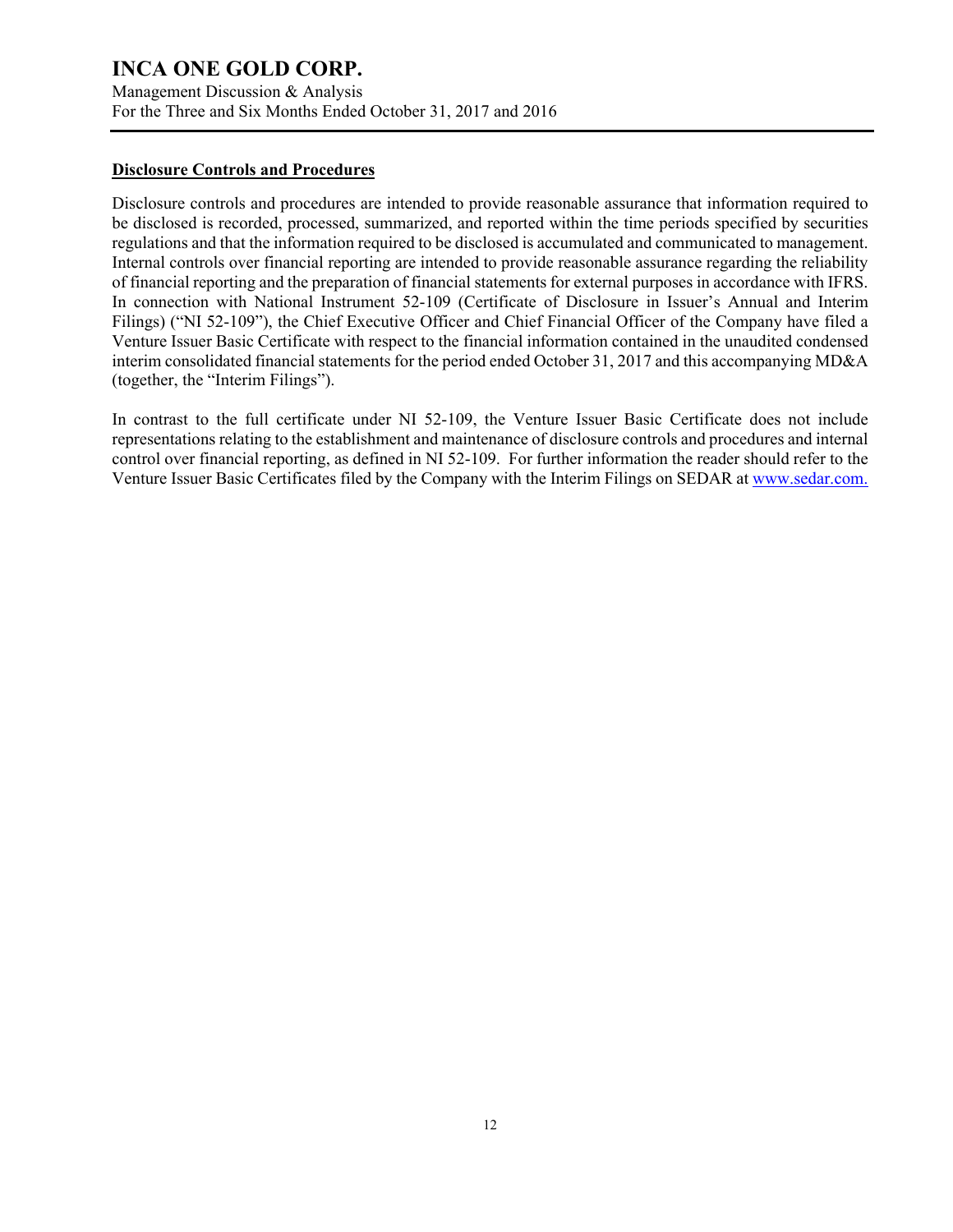## Disclosure Controls and Procedures

Disclosure controls and procedures are intended to provide reasonable assurance that information required to be disclosed is recorded, processed, summarized, and reported within the time periods specified by securities regulations and that the information required to be disclosed is accumulated and communicated to management. Internal controls over financial reporting are intended to provide reasonable assurance regarding the reliability of financial reporting and the preparation of financial statements for external purposes in accordance with IFRS. In connection with National Instrument 52-109 (Certificate of Disclosure in Issuer's Annual and Interim Filings) ("NI 52-109"), the Chief Executive Officer and Chief Financial Officer of the Company have filed a Venture Issuer Basic Certificate with respect to the financial information contained in the unaudited condensed interim consolidated financial statements for the period ended October 31, 2017 and this accompanying MD&A (together, the "Interim Filings").

In contrast to the full certificate under NI 52-109, the Venture Issuer Basic Certificate does not include representations relating to the establishment and maintenance of disclosure controls and procedures and internal control over financial reporting, as defined in NI 52-109. For further information the reader should refer to the Venture Issuer Basic Certificates filed by the Company with the Interim Filings on SEDAR at www.sedar.com.